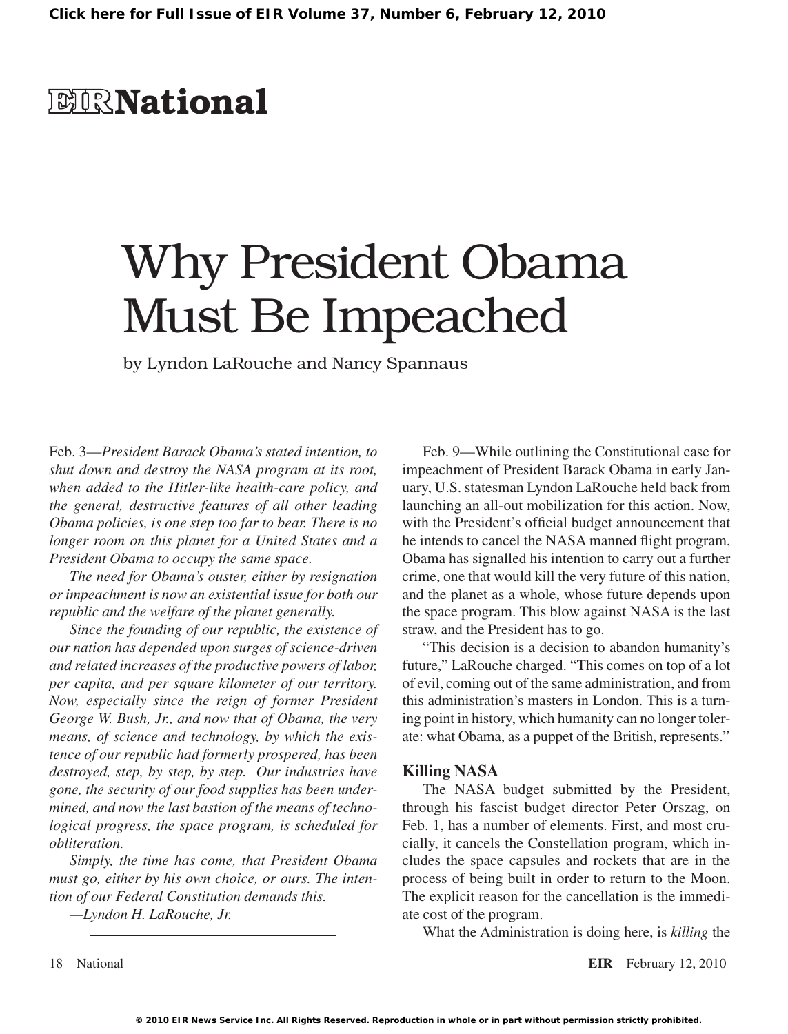# Why President Obama Must Be Impeached

by Lyndon LaRouche and Nancy Spannaus

Feb. 3—*President Barack Obama's stated intention, to shut down and destroy the NASA program at its root, when added to the Hitler-like health-care policy, and the general, destructive features of all other leading Obama policies, is one step too far to bear. There is no longer room on this planet for a United States and a President Obama to occupy the same space.*

*The need for Obama's ouster, either by resignation or impeachment is now an existential issue for both our republic and the welfare of the planet generally.*

*Since the founding of our republic, the existence of our nation has depended upon surges of science-driven and related increases of the productive powers of labor, per capita, and per square kilometer of our territory. Now, especially since the reign of former President George W. Bush, Jr., and now that of Obama, the very means, of science and technology, by which the existence of our republic had formerly prospered, has been destroyed, step, by step, by step. Our industries have gone, the security of our food supplies has been undermined, and now the last bastion of the means of technological progress, the space program, is scheduled for obliteration.*

*Simply, the time has come, that President Obama must go, either by his own choice, or ours. The intention of our Federal Constitution demands this.*

*—Lyndon H. LaRouche, Jr.*

---

Feb. 9—While outlining the Constitutional case for impeachment of President Barack Obama in early January, U.S. statesman Lyndon LaRouche held back from launching an all-out mobilization for this action. Now, with the President's official budget announcement that he intends to cancel the NASA manned flight program, Obama has signalled his intention to carry out a further crime, one that would kill the very future of this nation, and the planet as a whole, whose future depends upon the space program. This blow against NASA is the last straw, and the President has to go.

"This decision is a decision to abandon humanity's future," LaRouche charged. "This comes on top of a lot of evil, coming out of the same administration, and from this administration's masters in London. This is a turning point in history, which humanity can no longer tolerate: what Obama, as a puppet of the British, represents."

## Killing NASA

The NASA budget submitted by the President, through his fascist budget director Peter Orszag, on Feb. 1, has a number of elements. First, and most crucially, it cancels the Constellation program, which includes the space capsules and rockets that are in the process of being built in order to return to the Moon. The explicit reason for the cancellation is the immediate cost of the program.

What the Administration is doing here, is *killing* the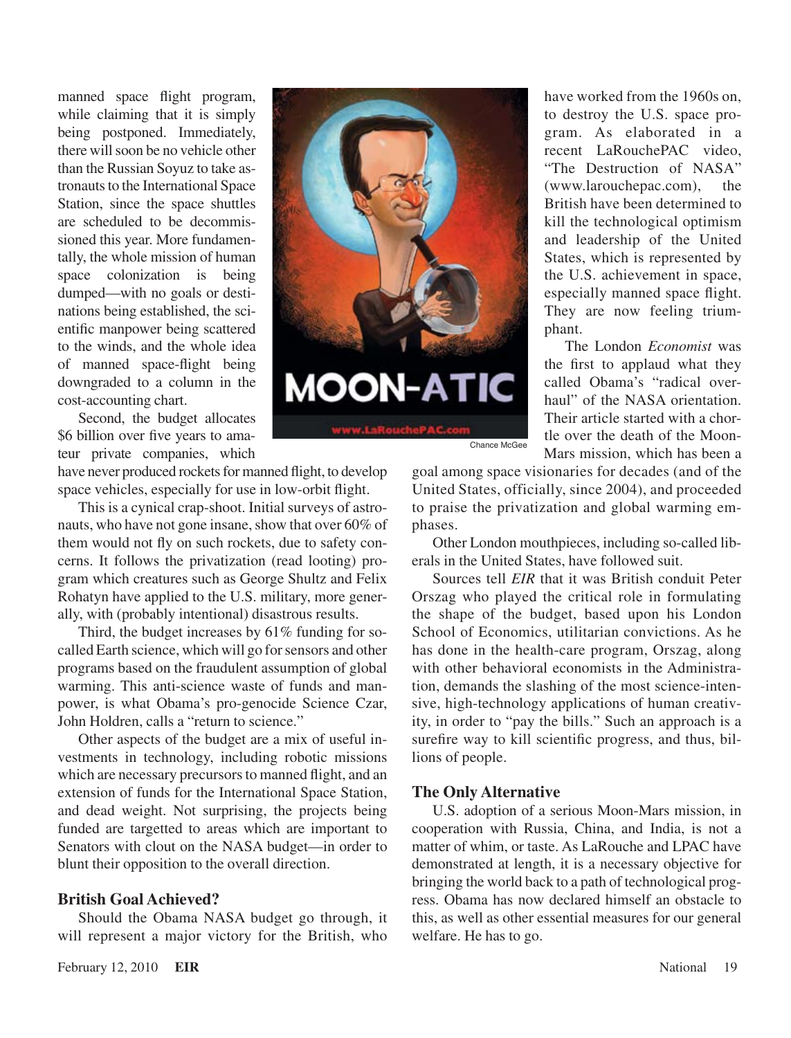manned space flight program, while claiming that it is simply being postponed. Immediately, there will soon be no vehicle other than the Russian Soyuz to take astronauts to the International Space Station, since the space shuttles are scheduled to be decommissioned this year. More fundamentally, the whole mission of human space colonization is being dumped—with no goals or destinations being established, the scientific manpower being scattered to the winds, and the whole idea of manned space-flight being downgraded to a column in the cost-accounting chart.

Second, the budget allocates $6 billion over five years to amateur private companies, which have never produced rockets for manned flight, to develop space vehicles, especially for use in low-orbit flight.

This is a cynical crap-shoot. Initial surveys of astronauts, who have not gone insane, show that over 60% of them would not fly on such rockets, due to safety concerns. It follows the privatization (read looting) program which creatures such as George Shultz and Felix Rohatyn have applied to the U.S. military, more generally, with (probably intentional) disastrous results.

Third, the budget increases by 61% funding for so-called Earth science, which will go for sensors and other programs based on the fraudulent assumption of global warming. This anti-science waste of funds and manpower, is what Obama's pro-genocide Science Czar, John Holdren, calls a "return to science."

Other aspects of the budget are a mix of useful investments in technology, including robotic missions which are necessary precursors to manned flight, and an extension of funds for the International Space Station, and dead weight. Not surprising, the projects being funded are targetted to areas which are important to Senators with clout on the NASA budget—in order to blunt their opposition to the overall direction.

MOON-ATIC

www.LaRouchePAC.com

Chance McGee

## British Goal Achieved?

Should the Obama NASA budget go through, it will represent a major victory for the British, who have worked from the 1960s on, to destroy the U.S. space program. As elaborated in a recent LaRouchePAC video, "The Destruction of NASA" (www.larouchepac.com), the British have been determined to kill the technological optimism and leadership of the United States, which is represented by the U.S. achievement in space, especially manned space flight. They are now feeling triumphant.

The London *Economist* was the first to applaud what they called Obama's "radical overhaul" of the NASA orientation. Their article started with a chortle over the death of the Moon-Mars mission, which has been a goal among space visionaries for decades (and of the United States, officially, since 2004), and proceeded to praise the privatization and global warming emphases.

Other London mouthpieces, including so-called liberals in the United States, have followed suit.

Sources tell *EIR* that it was British conduit Peter Orszag who played the critical role in formulating the shape of the budget, based upon his London School of Economics, utilitarian convictions. As he has done in the health-care program, Orszag, along with other behavioral economists in the Administration, demands the slashing of the most science-intensive, high-technology applications of human creativity, in order to "pay the bills." Such an approach is a surefire way to kill scientific progress, and thus, billions of people.

## The Only Alternative

U.S. adoption of a serious Moon-Mars mission, in cooperation with Russia, China, and India, is not a matter of whim, or taste. As LaRouche and LPAC have demonstrated at length, it is a necessary objective for bringing the world back to a path of technological progress. Obama has now declared himself an obstacle to this, as well as other essential measures for our general welfare. He has to go.